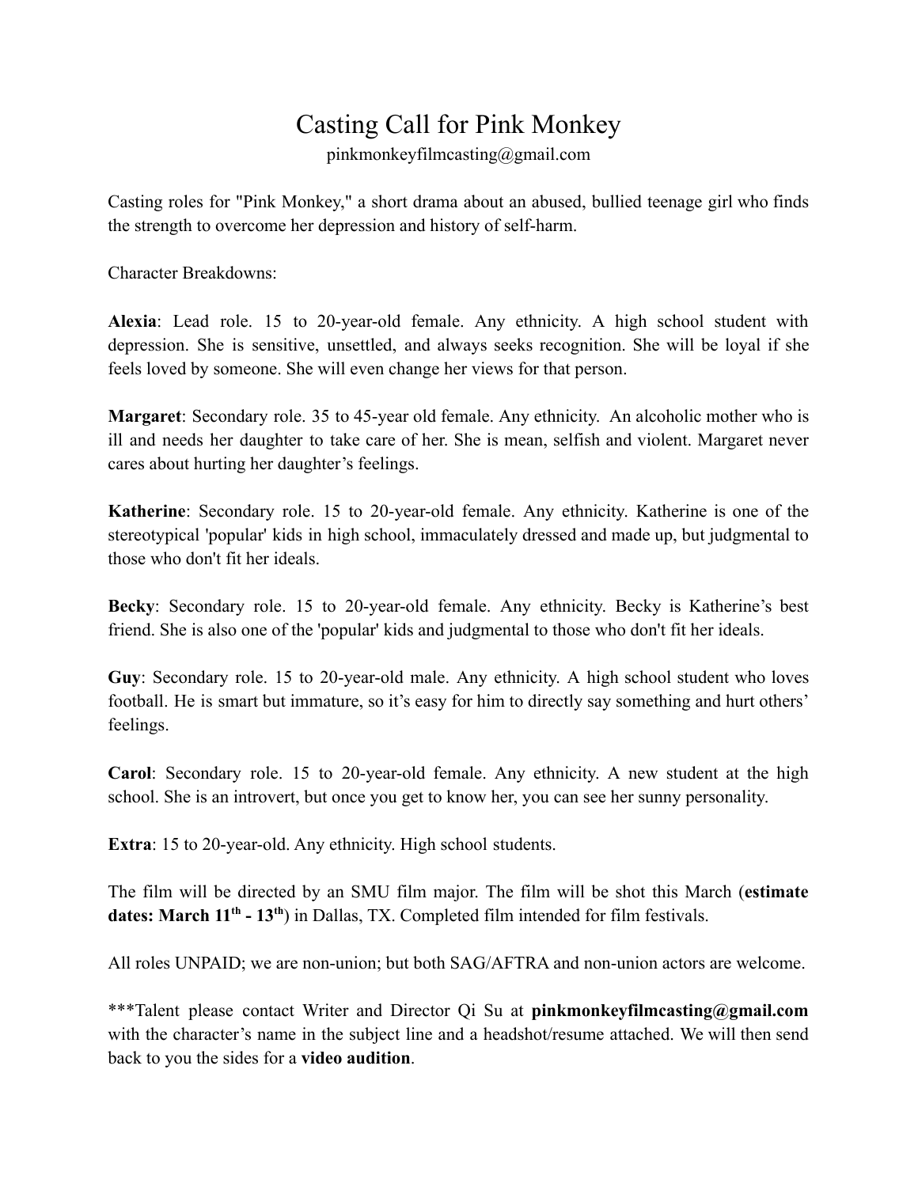# Casting Call for Pink Monkey

pinkmonkeyfilmcasting@gmail.com

Casting roles for "Pink Monkey," a short drama about an abused, bullied teenage girl who finds the strength to overcome her depression and history of self-harm.

Character Breakdowns:

**Alexia**: Lead role. 15 to 20-year-old female. Any ethnicity. A high school student with depression. She is sensitive, unsettled, and always seeks recognition. She will be loyal if she feels loved by someone. She will even change her views for that person.

**Margaret**: Secondary role. 35 to 45-year old female. Any ethnicity. An alcoholic mother who is ill and needs her daughter to take care of her. She is mean, selfish and violent. Margaret never cares about hurting her daughter's feelings.

**Katherine**: Secondary role. 15 to 20-year-old female. Any ethnicity. Katherine is one of the stereotypical 'popular' kids in high school, immaculately dressed and made up, but judgmental to those who don't fit her ideals.

**Becky**: Secondary role. 15 to 20-year-old female. Any ethnicity. Becky is Katherine's best friend. She is also one of the 'popular' kids and judgmental to those who don't fit her ideals.

**Guy**: Secondary role. 15 to 20-year-old male. Any ethnicity. A high school student who loves football. He is smart but immature, so it's easy for him to directly say something and hurt others' feelings.

**Carol**: Secondary role. 15 to 20-year-old female. Any ethnicity. A new student at the high school. She is an introvert, but once you get to know her, you can see her sunny personality.

**Extra**: 15 to 20-year-old. Any ethnicity. High school students.

The film will be directed by an SMU film major. The film will be shot this March (**estimate dates: March 11th - 13th**) in Dallas, TX. Completed film intended for film festivals.

All roles UNPAID; we are non-union; but both SAG/AFTRA and non-union actors are welcome.

***Talent please contact Writer and Director Qi Su at **pinkmonkeyfilmcasting@gmail.com** with the character's name in the subject line and a headshot/resume attached. We will then send back to you the sides for a **video audition**.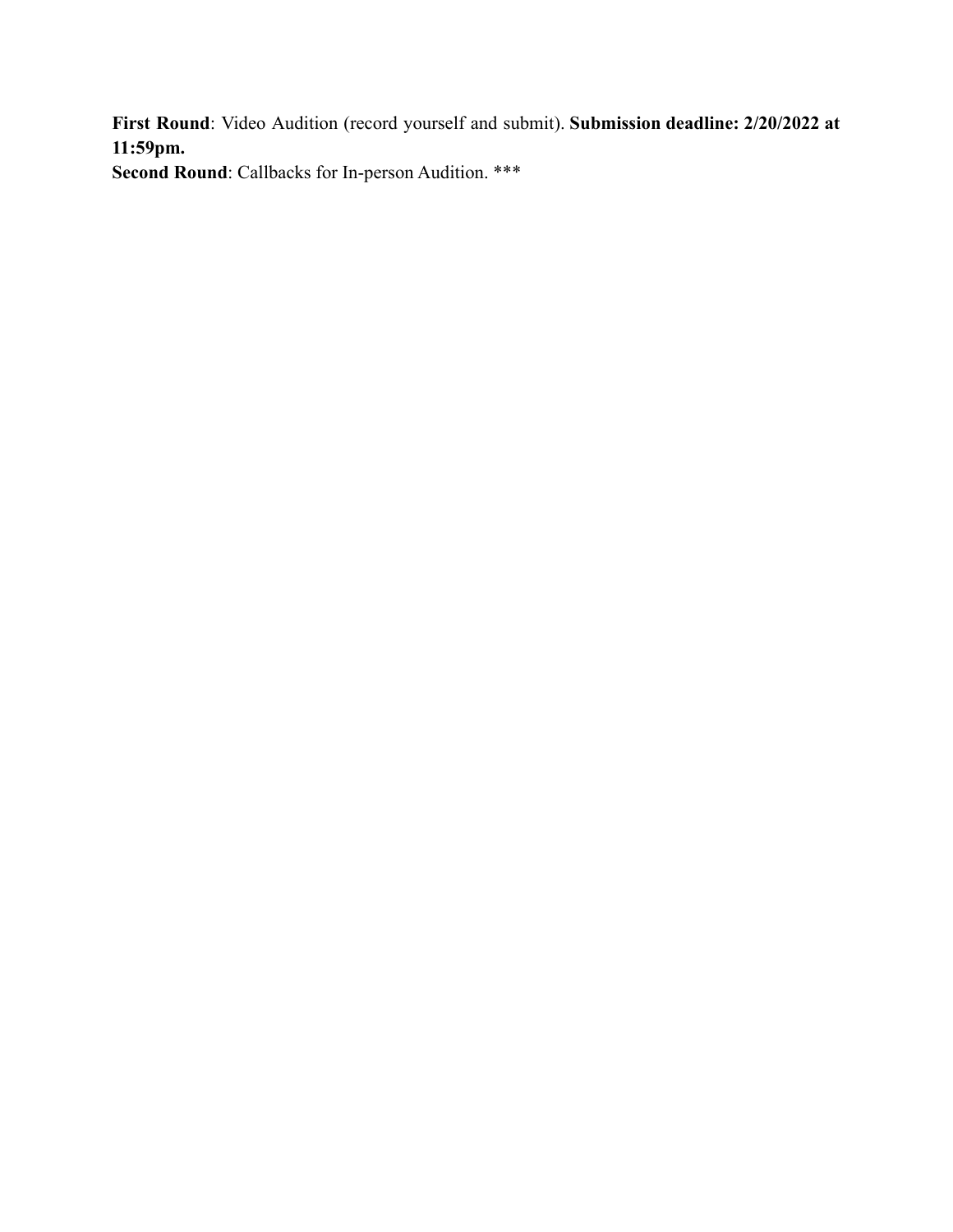**First Round**: Video Audition (record yourself and submit). **Submission deadline: 2/20/2022 at 11:59pm.**
**Second Round**: Callbacks for In-person Audition. ***